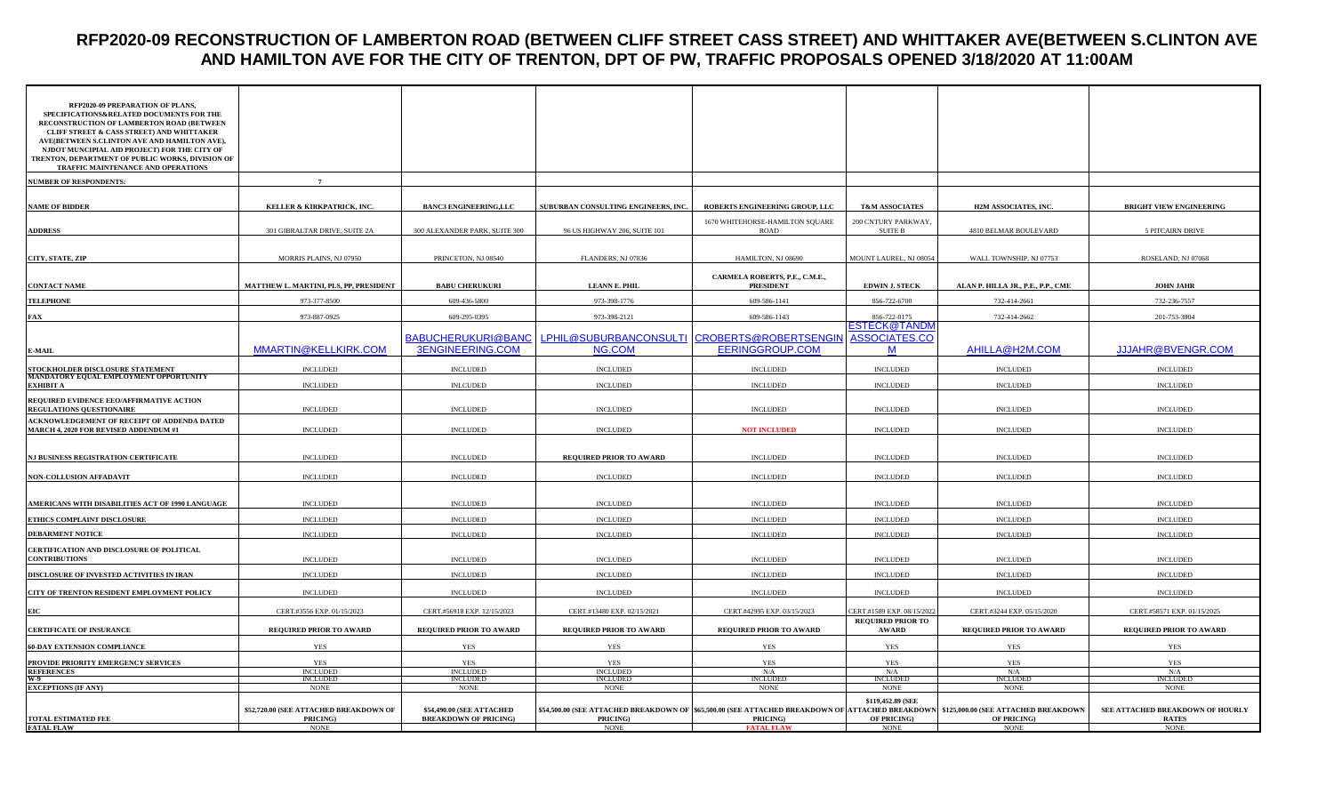# RFP2020-09 RECONSTRUCTION OF LAMBERTON ROAD (BETWEEN CLIFF STREET CASS STREET) AND WHITTAKER AVE(BETWEEN S.CLINTON AVE AND HAMILTON AVE FOR THE CITY OF TRENTON, DPT OF PW, TRAFFIC PROPOSALS OPENED 3/18/2020 AT 11:00AM

| RFP2020-09 PREPARATION OF PLANS, SPECIFICATIONS&RELATED DOCUMENTS FOR THE RECONSTRUCTION OF LAMBERTON ROAD (BETWEEN CLIFF STREET & CASS STREET) AND WHITTAKER AVE(BETWEEN S.CLINTON AVE AND HAMILTON AVE), NJDOT MUNCIPIAL AID PROJECT) FOR THE CITY OF TRENTON, DEPARTMENT OF PUBLIC WORKS, DIVISION OF TRAFFIC MAINTENANCE AND OPERATIONS | | | | | | | |
|---|---|---|---|---|---|---|---|
| **NUMBER OF RESPONDENTS:** | 7 | | | | | | |
| **NAME OF BIDDER** | **KELLER & KIRKPATRICK, INC.** | **BANC3 ENGINEERING,LLC** | **SUBURBAN CONSULTING ENGINEERS, INC.** | **ROBERTS ENGINEERING GROUP, LLC** | **T&M ASSOCIATES** | **H2M ASSOCIATES, INC.** | **BRIGHT VIEW ENGINEERING** |
| **ADDRESS** | 301 GIBRALTAR DRIVE, SUITE 2A | 300 ALEXANDER PARK, SUITE 300 | 96 US HIGHWAY 206, SUITE 101 | 1670 WHITEHORSE-HAMILTON SQUARE ROAD | 200 CNTURY PARKWAY, SUITE B | 4810 BELMAR BOULEVARD | 5 PITCAIRN DRIVE |
| **CITY, STATE, ZIP** | MORRIS PLAINS, NJ 07950 | PRINCETON, NJ 08540 | FLANDERS, NJ 07836 | HAMILTON, NJ 08690 | MOUNT LAUREL, NJ 08054 | WALL TOWNSHIP, NJ 07753 | ROSELAND, NJ 07068 |
| **CONTACT NAME** | **MATTHEW L. MARTINI, PLS, PP, PRESIDENT** | **BABU CHERUKURI** | **LEANN E. PHIL** | **CARMELA ROBERTS, P.E., C.M.E., PRESIDENT** | **EDWIN J. STECK** | **ALAN P. HILLA JR., P.E., P.P., CME** | **JOHN JAHR** |
| **TELEPHONE** | 973-377-8500 | 609-436-5800 | 973-398-1776 | 609-586-1141 | 856-722-6700 | 732-414-2661 | 732-236-7557 |
| **FAX** | 973-887-0925 | 609-295-0395 | 973-398-2121 | 609-586-1143 | 856-722-0175 | 732-414-2662 | 201-753-3904 |
| **E-MAIL** | MMARTIN@KELLKIRK.COM | BABUCHERUKURI@BANC3ENGINEERING.COM | LPHIL@SUBURBANCONSULTING.COM | CROBERTS@ROBERTSENGINEERINGGROUP.COM | ESTECK@TANDMASSOCIATES.COM | AHILLA@H2M.COM | JJAHR@BVENGR.COM |
| **STOCKHOLDER DISCLOSURE STATEMENT** | INCLUDED | INCLUDED | INCLUDED | INCLUDED | INCLUDED | INCLUDED | INCLUDED |
| **MANDATORY EQUAL EMPLOYMENT OPPORTUNITY EXHIBIT A** | INCLUDED | INLCUDED | INCLUDED | INCLUDED | INCLUDED | INCLUDED | INCLUDED |
| **REQUIRED EVIDENCE EEO/AFFIRMATIVE ACTION REGULATIONS QUESTIONAIRE** | INCLUDED | INCLUDED | INCLUDED | INCLUDED | INCLUDED | INCLUDED | INCLUDED |
| **ACKNOWLEDGEMENT OF RECEIPT OF ADDENDA DATED MARCH 4, 2020 FOR REVISED ADDENDUM #1** | INCLUDED | INCLUDED | INCLUDED | **NOT INCLUDED** | INCLUDED | INCLUDED | INCLUDED |
| **NJ BUSINESS REGISTRATION CERTIFICATE** | INCLUDED | INCLUDED | **REQUIRED PRIOR TO AWARD** | INCLUDED | INCLUDED | INCLUDED | INCLUDED |
| **NON-COLLUSION AFFADAVIT** | INCLUDED | INCLUDED | INCLUDED | INCLUDED | INCLUDED | INCLUDED | INCLUDED |
| **AMERICANS WITH DISABILITIES ACT OF 1990 LANGUAGE** | INCLUDED | INCLUDED | INCLUDED | INCLUDED | INCLUDED | INCLUDED | INCLUDED |
| **ETHICS COMPLAINT DISCLOSURE** | INCLUDED | INCLUDED | INCLUDED | INCLUDED | INCLUDED | INCLUDED | INCLUDED |
| **DEBARMENT NOTICE** | INCLUDED | INCLUDED | INCLUDED | INCLUDED | INCLUDED | INCLUDED | INCLUDED |
| **CERTIFICATION AND DISCLOSURE OF POLITICAL CONTRIBUTIONS** | INCLUDED | INCLUDED | INCLUDED | INCLUDED | INCLUDED | INCLUDED | INCLUDED |
| **DISCLOSURE OF INVESTED ACTIVITIES IN IRAN** | INCLUDED | INCLUDED | INCLUDED | INCLUDED | INCLUDED | INCLUDED | INCLUDED |
| **CITY OF TRENTON RESIDENT EMPLOYMENT POLICY** | INCLUDED | INCLUDED | INCLUDED | INCLUDED | INCLUDED | INCLUDED | INCLUDED |
| **EIC** | CERT.#3556 EXP. 01/15/2023 | CERT.#56918 EXP. 12/15/2023 | CERT.#13480 EXP. 02/15/2021 | CERT.#42995 EXP. 03/15/2023 | CERT.#1589 EXP. 08/15/2022 | CERT.#3244 EXP. 05/15/2020 | CERT.#58571 EXP. 01/15/2025 |
| **CERTIFICATE OF INSURANCE** | **REQUIRED PRIOR TO AWARD** | **REQUIRED PRIOR TO AWARD** | **REQUIRED PRIOR TO AWARD** | **REQUIRED PRIOR TO AWARD** | **REQUIRED PRIOR TO AWARD** | **REQUIRED PRIOR TO AWARD** | **REQUIRED PRIOR TO AWARD** |
| **60-DAY EXTENSION COMPLIANCE** | YES | YES | YES | YES | YES | YES | YES |
| **PROVIDE PRIORITY EMERGENCY SERVICES** | YES | YES | YES | YES | YES | YES | YES |
| **REFERENCES** | INCLUDED | INCLUDED | INCLUDED | N/A | N/A | N/A | N/A |
| **W-9** | INCLUDED | INCLUDED | INCLUDED | INCLUDED | INCLUDED | INCLUDED | INCLUDED |
| **EXCEPTIONS (IF ANY)** | NONE | NONE | NONE | NONE | NONE | NONE | NONE |
| **TOTAL ESTIMATED FEE** | $52,720.00 (SEE ATTACHED BREAKDOWN OF PRICING) | $54,490.00 (SEE ATTACHED BREAKDOWN OF PRICING) | $54,500.00 (SEE ATTACHED BREAKDOWN OF PRICING) | $65,500.00 (SEE ATTACHED BREAKDOWN OF PRICING) | $119,452.89 (SEE ATTACHED BREAKDOWN OF PRICING) | $125,000.00 (SEE ATTACHED BREAKDOWN OF PRICING) | SEE ATTACHED BREAKDOWN OF HOURLY RATES |
| **FATAL FLAW** | NONE | NONE | NONE | **FATAL FLAW** | NONE | NONE | NONE |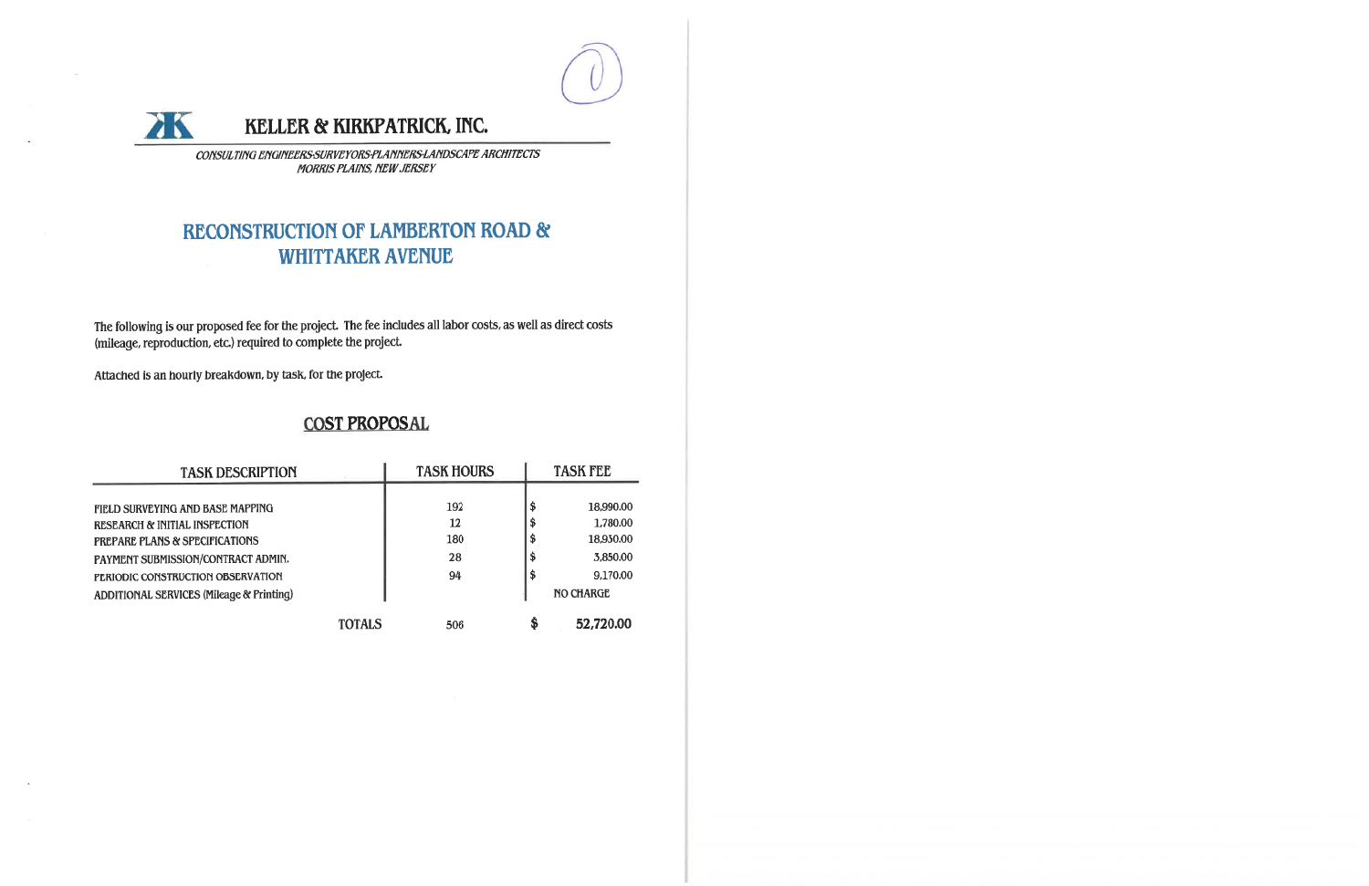# KELLER & KIRKPATRICK, INC.

*CONSULTING ENGINEERS-SURVEYORS-PLANNERS-LANDSCAPE ARCHITECTS*
*MORRIS PLAINS, NEW JERSEY*

## RECONSTRUCTION OF LAMBERTON ROAD & WHITTAKER AVENUE

The following is our proposed fee for the project. The fee includes all labor costs, as well as direct costs (mileage, reproduction, etc.) required to complete the project.

Attached is an hourly breakdown, by task, for the project.

### COST PROPOSAL

| TASK DESCRIPTION | TASK HOURS | TASK FEE |
|---|---|---|
| FIELD SURVEYING AND BASE MAPPING | 192 | $ 18,990.00 |
| RESEARCH & INITIAL INSPECTION | 12 | $ 1,780.00 |
| PREPARE PLANS & SPECIFICATIONS | 180 | $ 18,930.00 |
| PAYMENT SUBMISSION/CONTRACT ADMIN. | 28 | $ 3,850.00 |
| PERIODIC CONSTRUCTION OBSERVATION | 94 | $ 9,170.00 |
| ADDITIONAL SERVICES (Mileage & Printing) | | NO CHARGE |
| **TOTALS** | 506 | **$ 52,720.00** |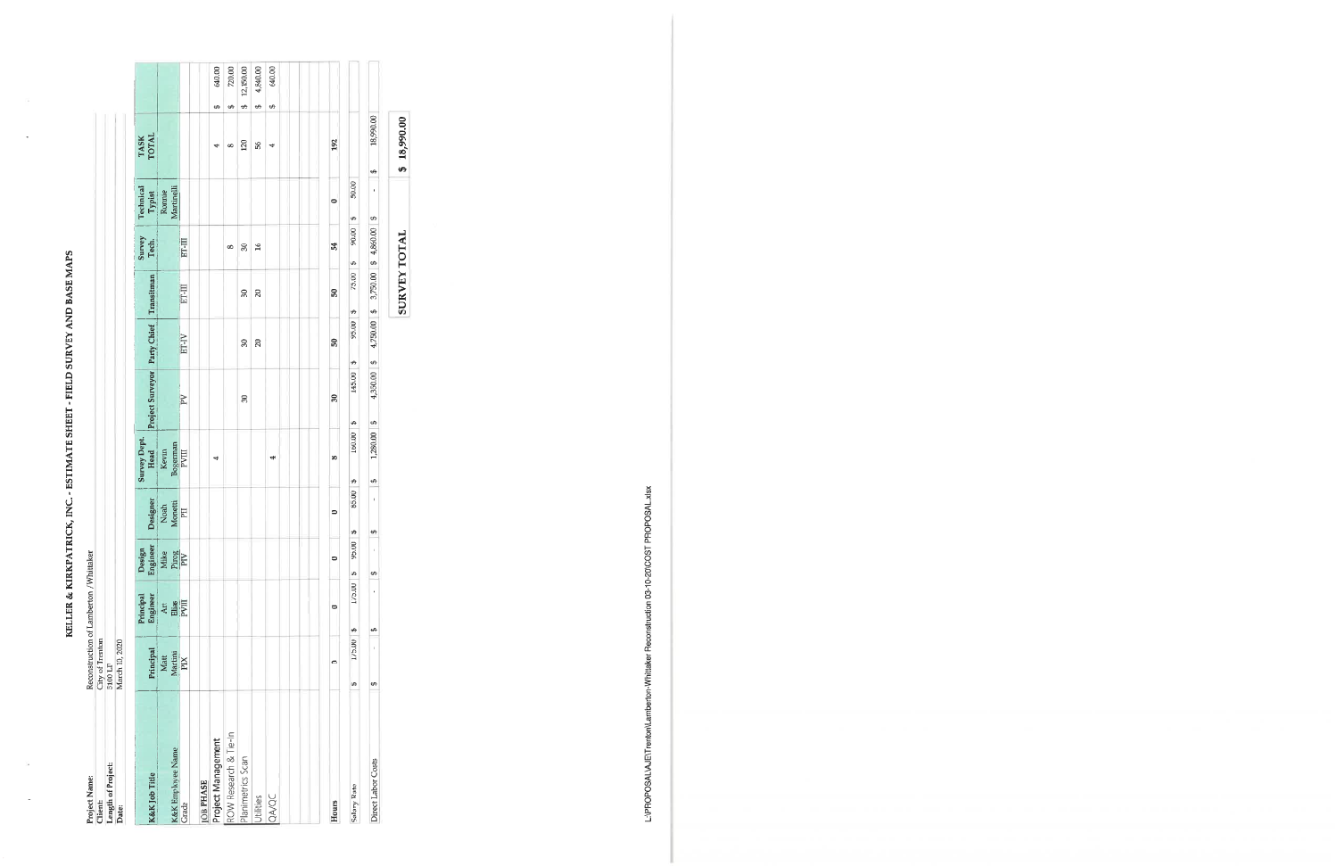# KELLER & KIRKPATRICK, INC. - ESTIMATE SHEET - FIELD SURVEY AND BASE MAPS

**Project Name:** Reconstruction of Lamberton /Whitaker
**Client:** City of Trenton
**Length of Project:** 5100 LF
**Date:** March 11, 2020

| K&K Job Title | Principal | Principal Engineer | Design Engineer | Designer | Survey Dept. Head | Project Surveyor | Party Chief | Transitman | Survey Tech. | Technical Typist | TASK TOTAL | |
|---|---|---|---|---|---|---|---|---|---|---|---|---|
| K&K Employee Name | Matt Martin | Art Elias | Mike Pang | Noah Merritt | Kevin Bozeman | | | | | Ronnie Martinelli | | |
| Grade | PIX | PVIII | PIV | PII | PVIII | PV | ET-IV | ET-III | ET-III | | | |
| **JOB PHASE** | | | | | | | | | | | | |
| Project Management | | | | | 4 | | | | | | 4 | $ 640.00 |
| ROW Research & Tie-In | | | | | | | | | 8 | | 8 | $ 720.00 |
| Planimetrics Scan | | | | | | 30 | 30 | 30 | 30 | | 120 | $ 12,150.00 |
| Utilities | | | | | | | 20 | 20 | 16 | | 56 | $ 4,840.00 |
| QA/QC | | | | | 4 | | | | | | 4 | $ 640.00 |
| | | | | | | | | | | | | |
| **Hours** | 0 | 0 | 0 | 0 | 8 | 30 | 50 | 50 | 54 | 0 | 192 | |
| Salary Rate | $ 175.00 | $ 175.00 | $ 95.00 | $ 85.00 | $ 160.00 | $ 145.00 | $ 95.00 | $ 75.00 | $ 90.00 | $ 50.00 | | |
| Direct Labor Costs | $ - | $ - | $ - | $ - | $ 1,280.00 | $ 4,350.00 | $ 4,750.00 | $ 3,750.00 | $ 4,860.00 | $ - | $ 18,990.00 | |

**SURVEY TOTAL** **$ 18,990.00**

L:\PROPOSAL\AJE\Trenton\Lamberton-Whitaker Reconstruction 03-10-20\COST PROPOSAL.xlsx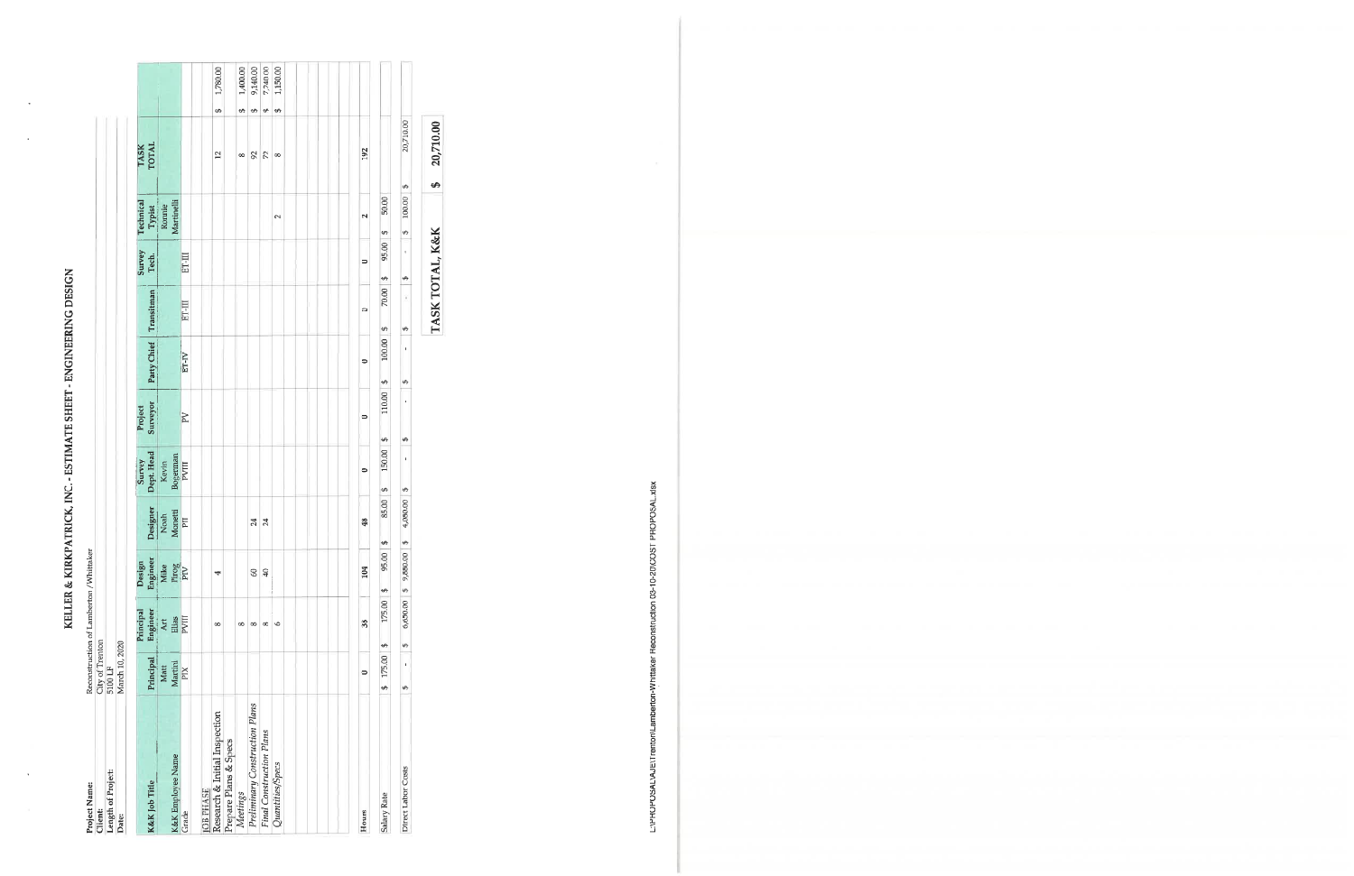# KELLER & KIRKPATRICK, INC. - ESTIMATE SHEET - ENGINEERING DESIGN

**Project Name:** Reconstruction of Lamberton /Whittaker
**Client:** City of Trenton
**Length of Project:** 5100 LF
**Date:** March 10, 2020

| K&K Job Title | Principal | Principal Engineer | Design Engineer | Designer | Survey Dept Head | Project Surveyor | Party Chief | Transitman | Survey Tech. | Technical Typist | TASK TOTAL | |
|---|---|---|---|---|---|---|---|---|---|---|---|---|
| K&K Employee Name | Matt Martini | Art Elias | Mike Prog | Noah Monetti | Kevin Boyerman | | | | | Ronnie Martinelli | | |
| Grade | PIX | PVIII | PIV | PII | PVIII | PV | ET-IV | ET-III | ET-III | | | |
| JOB PHASE | | | | | | | | | | | | |
| Research & Initial Inspection | | 8 | 4 | | | | | | | | 12 | $ 1,780.00 |
| Prepare Plans & Specs | | | | | | | | | | | | |
| *Meetings* | | 8 | | | | | | | | | 8 | $ 1,400.00 |
| *Preliminary Construction Plans* | | 8 | 60 | 24 | | | | | | | 92 | $ 9,140.00 |
| *Final Construction Plans* | | 8 | 40 | 24 | | | | | | | 72 | $ 7,240.00 |
| *Quantities/Specs* | | 6 | | | | | | | | 2 | 8 | $ 1,150.00 |
| Hours | 0 | 38 | 104 | 48 | 0 | 0 | 0 | 0 | 0 | 2 | 192 | |
| Salary Rate | $ 175.00 | $ 175.00 | $ 95.00 | $ 85.00 | $ 150.00 | $ 110.00 | $ 100.00 | $ 70.00 | $ 95.00 | $ 50.00 | | |
| Direct Labor Costs | $ - | $ 6,650.00 | $ 9,880.00 | $ 4,080.00 | $ - | $ - | $ - | $ - | $ - | $ 100.00 | $ 20,710.00 | |

**TASK TOTAL, K&K** **$ 20,710.00**

L:\PROPOSAL\AJE\Trenton\Lamberton-Whittaker Reconstruction 03-10-20\COST PROPOSAL.xlsx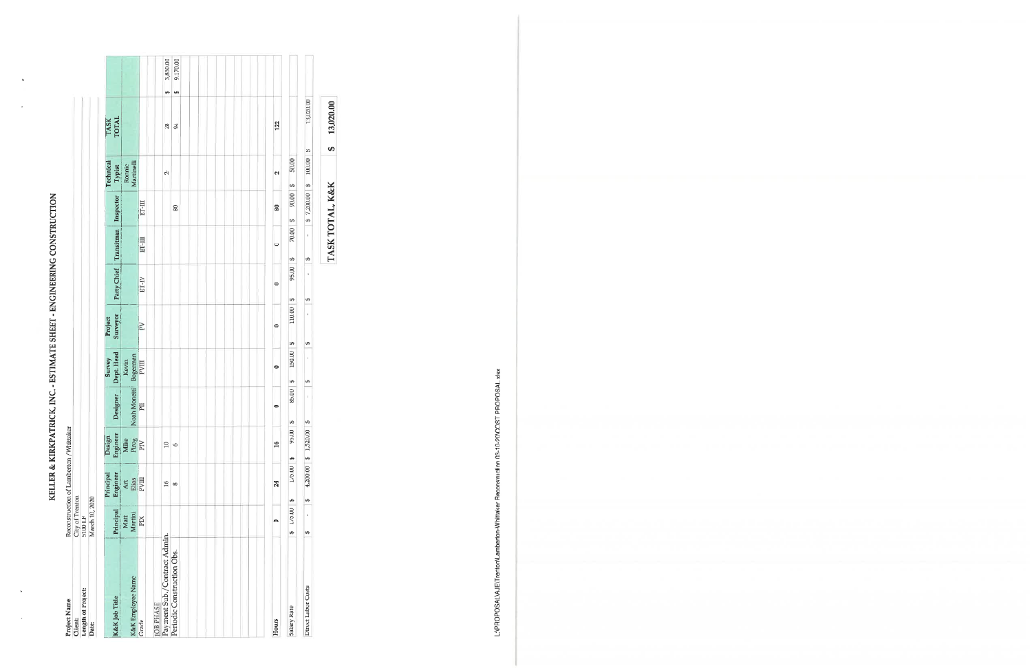# KELLER & KIRKPATRICK, INC - ESTIMATE SHEET - ENGINEERING CONSTRUCTION

**Project Name:** Reconstruction of Lamberton /Whittaker
**Client:** City of Trenton
**Length of Project:** 5100 LF
**Date:** March 10, 2020

| K&K Job Title | Principal | Principal Engineer | Design Engineer | Designer | Survey Dept. Head | Project Surveyor | Party Chief | Transitman | Inspector | Technical Typist | TASK TOTAL | |
|---|---|---|---|---|---|---|---|---|---|---|---|---|
| K&K Employee Name | Matt Martini | Art Elias | Mike Pirog | Noah Monetti | Kevin Bogeman | | | | | Ronnie Martinelli | | |
| Grade | PIX | PVIII | PIV | PII | PVIII | PV | ET-IV | ET-III | ET-III | | | |
| JOB PHASE | | | | | | | | | | | | |
| Payment Sub./Contract Admin. | | 16 | 10 | | | | | | | 2 | 28 | $ 3,850.00 |
| Periodic Construction Obs. | | 8 | 6 | | | | | | 80 | | 94 | $ 9,170.00 |
| Hours | 0 | 24 | 16 | 0 | 0 | 0 | 0 | 0 | 80 | 2 | 122 | |
| Salary Rate | $ 175.00 | $ 175.00 | $ 95.00 | $ 85.00 | $ 150.00 | $ 110.00 | $ 95.00 | $ 70.00 | $ 90.00 | $ 50.00 | | |
| Direct Labor Costs | $ - | $ 4,200.00 | $ 1,520.00 | $ - | $ - | $ - | $ - | $ - | $ 7,200.00 | $ 100.00 | $ 13,020.00 | |

**TASK TOTAL, K&K $ 13,020.00**

L:\PROPOSAL\AJE\Trenton\Lamberton-Whittaker Reconstruction 03-10-20\COST PROPOSAL.xlsx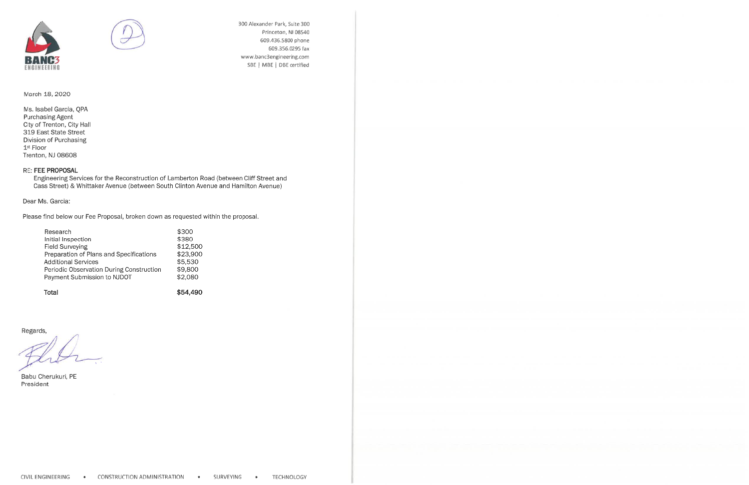BANC3 ENGINEERING

300 Alexander Park, Suite 300
Princeton, NJ 08540
609.436.5800 phone
609.356.0295 fax
www.banc3engineering.com
SBE | MBE | DBE certified

March 18, 2020

Ms. Isabel Garcia, QPA
Purchasing Agent
City of Trenton, City Hall
319 East State Street
Division of Purchasing
1st Floor
Trenton, NJ 08608

RE: **FEE PROPOSAL**
Engineering Services for the Reconstruction of Lamberton Road (between Cliff Street and Cass Street) & Whittaker Avenue (between South Clinton Avenue and Hamilton Avenue)

Dear Ms. Garcia:

Please find below our Fee Proposal, broken down as requested within the proposal.

| | |
|---|---|
| Research | $300 |
| Initial Inspection | $380 |
| Field Surveying | $12,500 |
| Preparation of Plans and Specifications | $23,900 |
| Additional Services | $5,530 |
| Periodic Observation During Construction | $9,800 |
| Payment Submission to NJDOT | $2,080 |
| **Total** | **$54,490** |

Regards,

Babu Cherukuri, PE
President

CIVIL ENGINEERING • CONSTRUCTION ADMINISTRATION • SURVEYING • TECHNOLOGY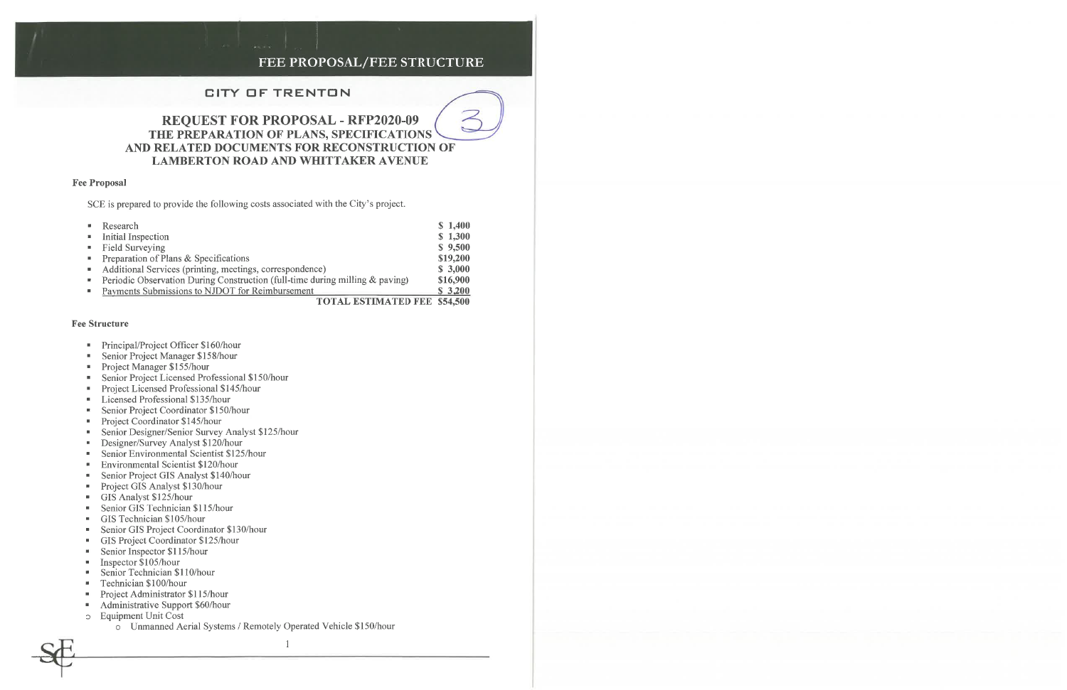# FEE PROPOSAL/FEE STRUCTURE

## CITY OF TRENTON

## REQUEST FOR PROPOSAL - RFP2020-09
### THE PREPARATION OF PLANS, SPECIFICATIONS AND RELATED DOCUMENTS FOR RECONSTRUCTION OF LAMBERTON ROAD AND WHITTAKER AVENUE

**Fee Proposal**

SCE is prepared to provide the following costs associated with the City's project.

| Item | Cost |
|---|---|
| Research | $ 1,400 |
| Initial Inspection | $ 1,300 |
| Field Surveying | $ 9,500 |
| Preparation of Plans & Specifications | $19,200 |
| Additional Services (printing, meetings, correspondence) | $ 3,000 |
| Periodic Observation During Construction (full-time during milling & paving) | $16,900 |
| Payments Submissions to NJDOT for Reimbursement | $ 3,200 |
| **TOTAL ESTIMATED FEE** | **$54,500** |

**Fee Structure**

- Principal/Project Officer $160/hour
- Senior Project Manager $158/hour
- Project Manager $155/hour
- Senior Project Licensed Professional $150/hour
- Project Licensed Professional $145/hour
- Licensed Professional $135/hour
- Senior Project Coordinator $150/hour
- Project Coordinator $145/hour
- Senior Designer/Senior Survey Analyst $125/hour
- Designer/Survey Analyst $120/hour
- Senior Environmental Scientist $125/hour
- Environmental Scientist $120/hour
- Senior Project GIS Analyst $140/hour
- Project GIS Analyst $130/hour
- GIS Analyst $125/hour
- Senior GIS Technician $115/hour
- GIS Technician $105/hour
- Senior GIS Project Coordinator $130/hour
- GIS Project Coordinator $125/hour
- Senior Inspector $115/hour
- Inspector $105/hour
- Senior Technician $110/hour
- Technician $100/hour
- Project Administrator $115/hour
- Administrative Support $60/hour
- Equipment Unit Cost
  - Unmanned Aerial Systems / Remotely Operated Vehicle $150/hour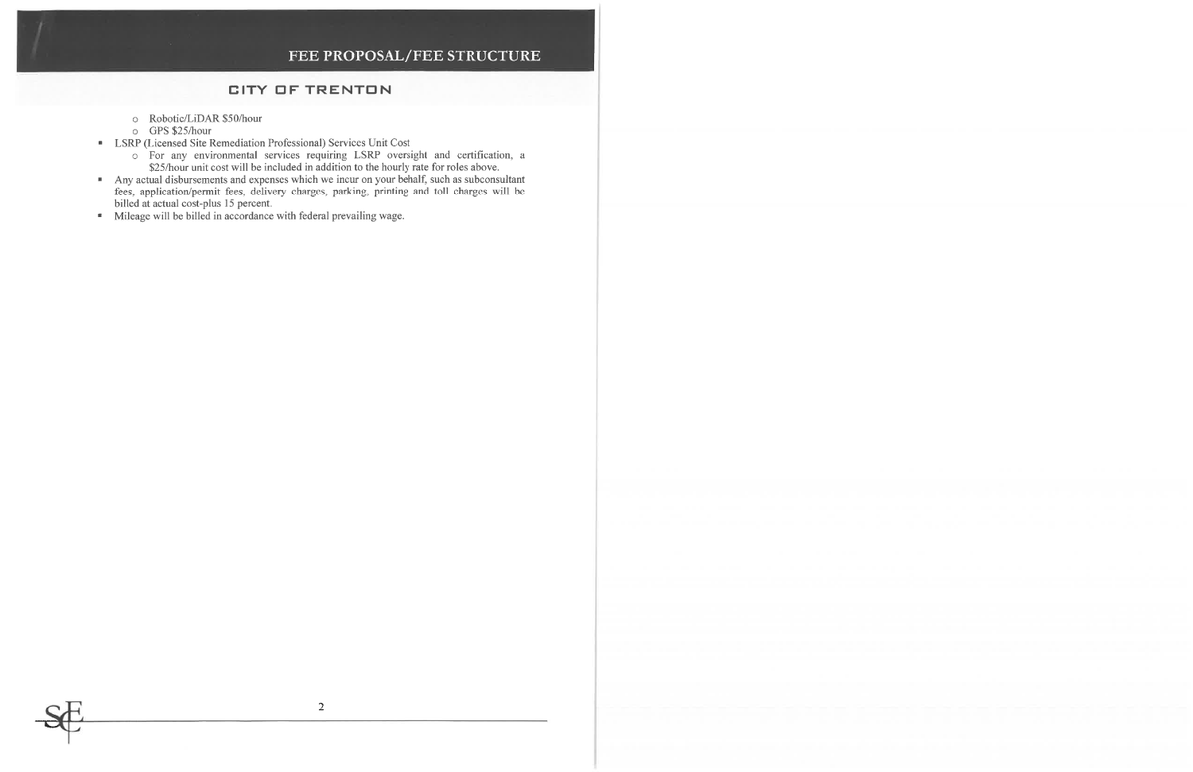- Robotic/LiDAR $50/hour
  - GPS $25/hour
- LSRP (Licensed Site Remediation Professional) Services Unit Cost
  - For any environmental services requiring LSRP oversight and certification, a $25/hour unit cost will be included in addition to the hourly rate for roles above.
- Any actual disbursements and expenses which we incur on your behalf, such as subconsultant fees, application/permit fees, delivery charges, parking, printing and toll charges will be billed at actual cost-plus 15 percent.
- Mileage will be billed in accordance with federal prevailing wage.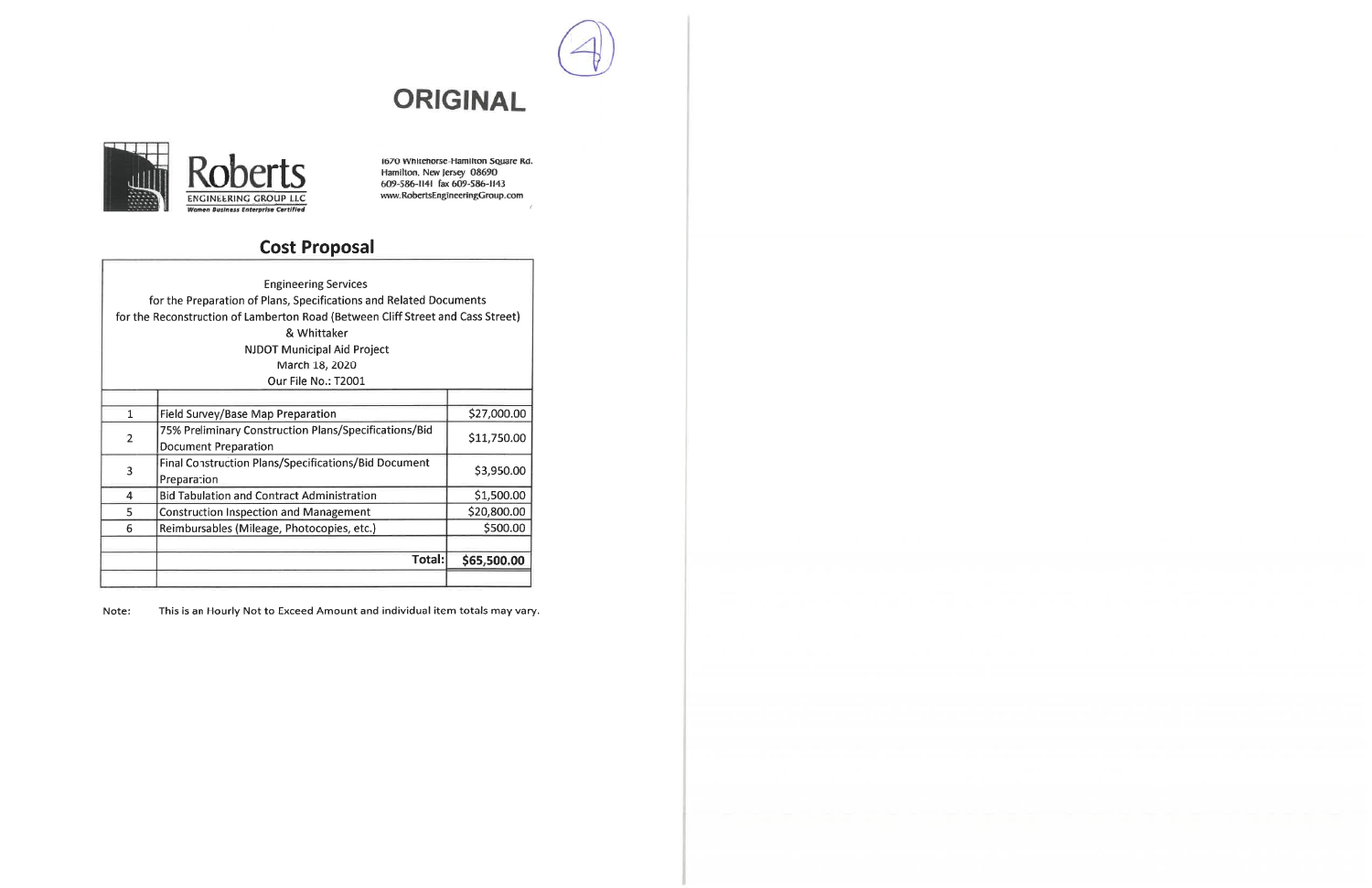(4)

**ORIGINAL**

**Roberts**
ENGINEERING GROUP LLC
*Women Business Enterprise Certified*

1670 Whitehorse-Hamilton Square Rd.
Hamilton, New Jersey 08690
609-586-1141 fax 609-586-1143
www.RobertsEngineeringGroup.com

## Cost Proposal

Engineering Services
for the Preparation of Plans, Specifications and Related Documents
for the Reconstruction of Lamberton Road (Between Cliff Street and Cass Street)
& Whittaker
NJDOT Municipal Aid Project
March 18, 2020
Our File No.: T2001

| | | |
|---|---|---|
| 1 | Field Survey/Base Map Preparation | $27,000.00 |
| 2 | 75% Preliminary Construction Plans/Specifications/Bid Document Preparation | $11,750.00 |
| 3 | Final Construction Plans/Specifications/Bid Document Preparation | $3,950.00 |
| 4 | Bid Tabulation and Contract Administration | $1,500.00 |
| 5 | Construction Inspection and Management | $20,800.00 |
| 6 | Reimbursables (Mileage, Photocopies, etc.) | $500.00 |
| | | |
| | **Total:** | **$65,500.00** |

Note: This is an Hourly Not to Exceed Amount and individual item totals may vary.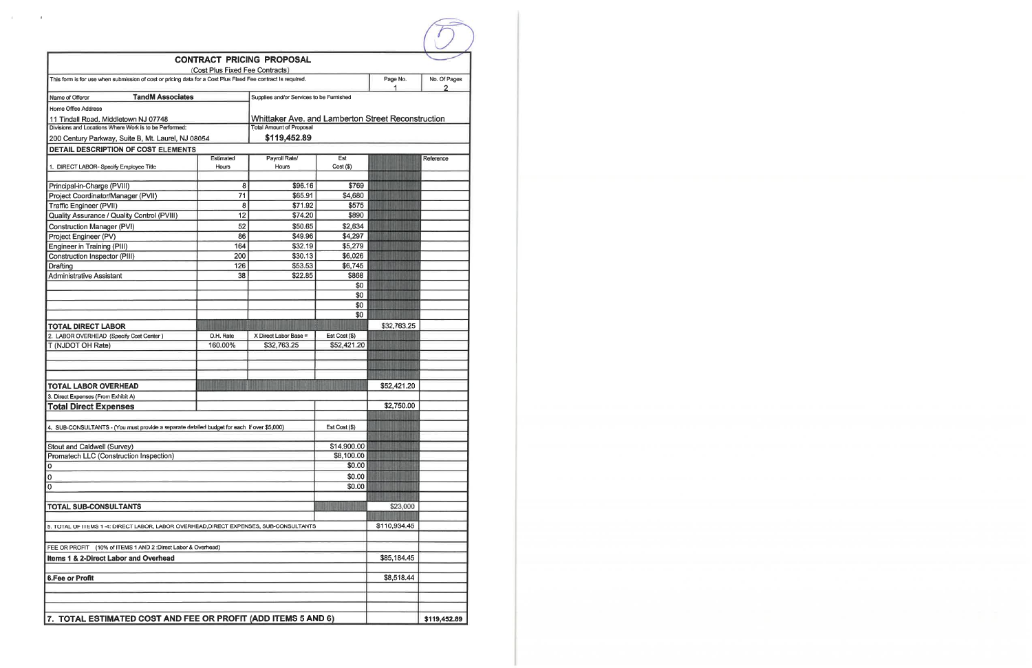# CONTRACT PRICING PROPOSAL

(Cost Plus Fixed Fee Contracts)

| This form is for use when submission of cost or pricing data for a Cost Plus Fixed Fee contract is required. | Page No. | No. Of Pages |
|---|---|---|
| | 1 | 2 |

| | |
|---|---|
| Name of Offeror **TandM Associates** | Supplies and/or Services to be Furnished |
| Home Office Address: 11 Tindall Road, Middletown NJ 07748 | Whittaker Ave. and Lamberton Street Reconstruction |
| Divisions and Locations Where Work is to be Performed: 200 Century Parkway, Suite B, Mt. Laurel, NJ 08054 | Total Amount of Proposal: **$119,452.89** |

**DETAIL DESCRIPTION OF COST ELEMENTS**

| 1. DIRECT LABOR- Specify Employee Title | Estimated Hours | Payroll Rate/ Hours | Est Cost ($) | | Reference |
|---|---|---|---|---|---|
| Principal-in-Charge (PVIII) | 8 | $96.16 | $769 | | |
| Project Coordinator/Manager (PVII) | 71 | $65.91 | $4,680 | | |
| Traffic Engineer (PVII) | 8 | $71.92 | $575 | | |
| Quality Assurance / Quality Control (PVIII) | 12 | $74.20 | $890 | | |
| Construction Manager (PVI) | 52 | $50.65 | $2,634 | | |
| Project Engineer (PV) | 86 | $49.96 | $4,297 | | |
| Engineer in Training (PIII) | 164 | $32.19 | $5,279 | | |
| Construction Inspector (PIII) | 200 | $30.13 | $6,026 | | |
| Drafting | 126 | $53.53 | $6,745 | | |
| Administrative Assistant | 38 | $22.85 | $868 | | |
| | | | $0 | | |
| | | | $0 | | |
| | | | $0 | | |
| | | | $0 | | |
| **TOTAL DIRECT LABOR** | | | | $32,763.25 | |
| 2. LABOR OVERHEAD (Specify Cost Center) | O.H. Rate | X Direct Labor Base = | Est Cost ($) | | |
| T (NJDOT OH Rate) | 160.00% | $32,763.25 | $52,421.20 | | |
| **TOTAL LABOR OVERHEAD** | | | | $52,421.20 | |
| 3. Direct Expenses (From Exhibit A) | | | | | |
| **Total Direct Expenses** | | | | $2,750.00 | |
| 4. SUB-CONSULTANTS - (You must provide a separate detailed budget for each if over $5,000) | | | Est Cost ($) | | |
| Stout and Caldwell (Survey) | | | $14,900.00 | | |
| Promatech LLC (Construction Inspection) | | | $8,100.00 | | |
| 0 | | | $0.00 | | |
| 0 | | | $0.00 | | |
| 0 | | | $0.00 | | |
| **TOTAL SUB-CONSULTANTS** | | | | $23,000 | |
| 5. TOTAL OF ITEMS 1 -4: DIRECT LABOR, LABOR OVERHEAD,DIRECT EXPENSES, SUB-CONSULTANTS | | | | $110,934.45 | |
| FEE OR PROFIT (10% of ITEMS 1 AND 2 :Direct Labor & Overhead) | | | | | |
| **Items 1 & 2-Direct Labor and Overhead** | | | | $85,184.45 | |
| **6.Fee or Profit** | | | | $8,518.44 | |
| **7. TOTAL ESTIMATED COST AND FEE OR PROFIT (ADD ITEMS 5 AND 6)** | | | | | $119,452.89 |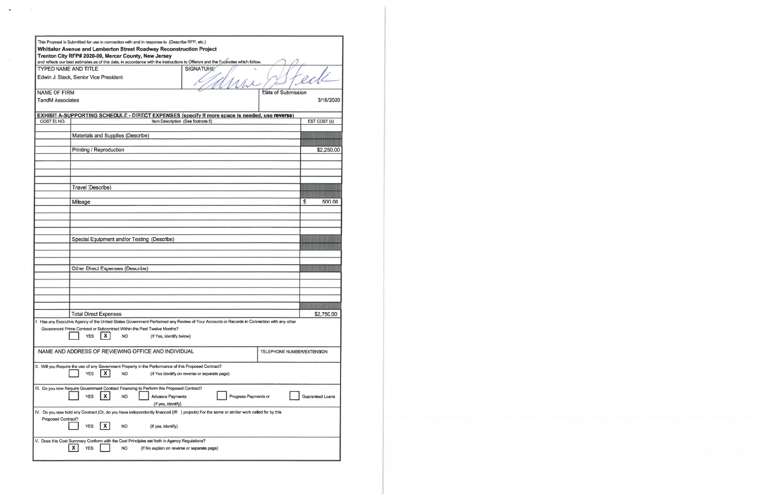This Proposal is Submitted for use in connection with and in response to (Describe RFP, etc.)

**Whittaker Avenue and Lamberton Street Roadway Reconstruction Project**
**Trenton City RFP# 2020-09, Mercer County, New Jersey**

and reflects our best estimates as of this date, in accordance with the instructions to Offerors and the Footnotes which follow.

| TYPED NAME AND TITLE | SIGNATURE |
|---|---|
| Edwin J. Steck, Senior Vice President | Edwin J. Steck |
| **NAME OF FIRM** | **Date of Submission** |
| TandM Associates | 3/16/2020 |

**EXHIBIT A-SUPPORTING SCHEDULE - DIRECT EXPENSES (specify if more space is needed, use reverse)**

| COST EL NO. | Item Description (See footnote 5) | EST COST ($) |
|---|---|---|
| | Materials and Supplies (Describe) | |
| | Printing / Reproduction | $2,250.00 |
| | Travel (Describe) | |
| | Mileage | $ 500.00 |
| | Special Equipment and/or Testing (Describe) | |
| | Other Direct Expenses (Describe) | |
| | Total Direct Expenses | $2,750.00 |

I. Has any Executive Agency of the United States Government Performed any Review of Your Accounts or Records in Connection with any other Government Prime Contract or Subcontract Within the Past Twelve Months?

[ ] YES [X] NO (If Yes, identify below)

| NAME AND ADDRESS OF REVIEWING OFFICE AND INDIVIDUAL | TELEPHONE NUMBER/EXTENSION |
|---|---|
| | |

II. Will you Require the use of any Government Property in the Performance of this Proposed Contract?

[ ] YES [X] NO (If Yes identify on reverse or separate page)

III. Do you now Require Government Contract Financing to Perform this Proposed Contract?

[ ] YES [X] NO [ ] Advance Payments (If yes, identify) [ ] Progress Payments or [ ] Guaranteed Loans

IV. Do you now hold any Contract (Or, do you have independently financed (IR ) projects) For the same or similar work called for by this Proposed Contract?

[ ] YES [X] NO (If yes, identify)

V. Does this Cost Summary Conform with the Cost Principles set forth in Agency Regulations?

[X] YES [ ] NO (If No explain on reverse or separate page)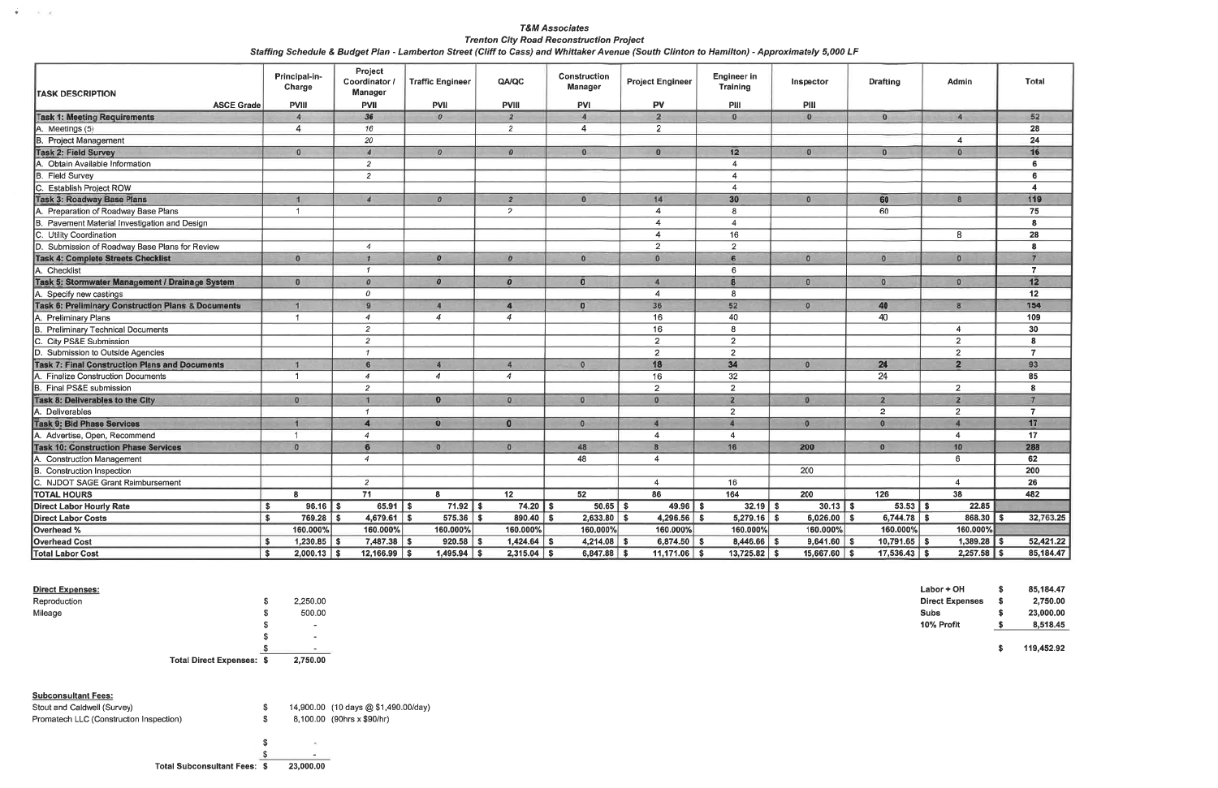*T&M Associates*

*Trenton City Road Reconstruction Project*

*Staffing Schedule & Budget Plan - Lamberton Street (Cliff to Cass) and Whittaker Avenue (South Clinton to Hamilton) - Approximately 5,000 LF*

| TASK DESCRIPTION | Principal-in-Charge | Project Coordinator / Manager | Traffic Engineer | QA/QC | Construction Manager | Project Engineer | Engineer in Training | Inspector | Drafting | Admin | Total |
|---|---|---|---|---|---|---|---|---|---|---|---|
| ASCE Grade | PVIII | PVII | PVII | PVIII | PVI | PV | PIII | PIII | | | |
| **Task 1: Meeting Requirements** | 4 | 36 | 0 | 2 | 4 | 2 | 0 | 0 | 0 | 4 | 52 |
| A. Meetings (5) | 4 | 16 | | 2 | 4 | 2 | | | | | 28 |
| B. Project Management | | 20 | | | | | | | | 4 | 24 |
| **Task 2: Field Survey** | 0 | 4 | 0 | 0 | 0 | 0 | 12 | 0 | 0 | 0 | 16 |
| A. Obtain Available Information | | 2 | | | | | 4 | | | | 6 |
| B. Field Survey | | 2 | | | | | 4 | | | | 6 |
| C. Establish Project ROW | | | | | | | 4 | | | | 4 |
| **Task 3: Roadway Base Plans** | 1 | 4 | 0 | 2 | 0 | 14 | 30 | 0 | 60 | 8 | 119 |
| A. Preparation of Roadway Base Plans | 1 | | | 2 | | 4 | 8 | | 60 | | 75 |
| B. Pavement Material Investigation and Design | | | | | | 4 | 4 | | | | 8 |
| C. Utility Coordination | | | | | | 4 | 16 | | | 8 | 28 |
| D. Submission of Roadway Base Plans for Review | | 4 | | | | 2 | 2 | | | | 8 |
| **Task 4: Complete Streets Checklist** | 0 | 1 | 0 | 0 | 0 | 0 | 6 | 0 | 0 | 0 | 7 |
| A. Checklist | | 1 | | | | | 6 | | | | 7 |
| **Task 5: Stormwater Management / Drainage System** | 0 | 0 | 0 | 0 | 0 | 4 | 8 | 0 | 0 | 0 | 12 |
| A. Specify new castings | | 0 | | | | 4 | 8 | | | | 12 |
| **Task 6: Preliminary Construction Plans & Documents** | 1 | 9 | 4 | 4 | 0 | 36 | 52 | 0 | 40 | 8 | 154 |
| A. Preliminary Plans | 1 | 4 | 4 | 4 | | 16 | 40 | | 40 | | 109 |
| B. Preliminary Technical Documents | | 2 | | | | 16 | 8 | | | 4 | 30 |
| C. City PS&E Submission | | 2 | | | | 2 | 2 | | | 2 | 8 |
| D. Submission to Outside Agencies | | 1 | | | | 2 | 2 | | | 2 | 7 |
| **Task 7: Final Construction Plans and Documents** | 1 | 6 | 4 | 4 | 0 | 18 | 34 | 0 | 24 | 2 | 93 |
| A. Finalize Construction Documents | 1 | 4 | 4 | 4 | | 16 | 32 | | 24 | | 85 |
| B. Final PS&E submission | | 2 | | | | 2 | 2 | | | 2 | 8 |
| **Task 8: Deliverables to the City** | 0 | 1 | 0 | 0 | 0 | 0 | 2 | 0 | 2 | 2 | 7 |
| A. Deliverables | | 1 | | | | | 2 | | 2 | 2 | 7 |
| **Task 9: Bid Phase Services** | 1 | 4 | 0 | 0 | 0 | 4 | 4 | 0 | 0 | 4 | 17 |
| A. Advertise, Open, Recommend | 1 | 4 | | | | 4 | 4 | | | 4 | 17 |
| **Task 10: Construction Phase Services** | 0 | 6 | 0 | 0 | 48 | 8 | 16 | 200 | 0 | 10 | 288 |
| A. Construction Management | | 4 | | | 48 | 4 | | | | 6 | 62 |
| B. Construction Inspection | | | | | | | | 200 | | | 200 |
| C. NJDOT SAGE Grant Reimbursement | | 2 | | | | 4 | 16 | | | 4 | 26 |
| **TOTAL HOURS** | 8 | 71 | 8 | 12 | 52 | 86 | 164 | 200 | 126 | 38 | 482 |
| **Direct Labor Hourly Rate** | $ 96.16 | $ 65.91 | $ 71.92 | $ 74.20 | $ 50.65 | $ 49.96 | $ 32.19 | $ 30.13 | $ 53.53 | $ 22.85 | |
| **Direct Labor Costs** | $ 769.28 | $ 4,679.61 | $ 575.36 | $ 890.40 | $ 2,633.80 | $ 4,296.56 | $ 5,279.16 | $ 6,026.00 | $ 6,744.78 | $ 868.30 | $ 32,763.25 |
| **Overhead %** | 160.000% | 160.000% | 160.000% | 160.000% | 160.000% | 160.000% | 160.000% | 160.000% | 160.000% | 160.000% | |
| **Overhead Cost** | $ 1,230.85 | $ 7,487.38 | $ 920.58 | $ 1,424.64 | $ 4,214.08 | $ 6,874.50 | $ 8,446.66 | $ 9,641.60 | $ 10,791.65 | $ 1,389.28 | $ 52,421.22 |
| **Total Labor Cost** | $ 2,000.13 | $ 12,166.99 | $ 1,495.94 | $ 2,315.04 | $ 6,847.88 | $ 11,171.06 | $ 13,725.82 | $ 15,667.60 | $ 17,536.43 | $ 2,257.58 | $ 85,184.47 |

**Direct Expenses:**

| | |
|---|---|
| Reproduction | $ 2,250.00 |
| Mileage | $ 500.00 |
| | $ - |
| | $ - |
| | $ - |
| **Total Direct Expenses:** | $ 2,750.00 |

**Subconsultant Fees:**

| | |
|---|---|
| Stout and Caldwell (Survey) | $ 14,900.00 (10 days @ $1,490.00/day) |
| Promatech LLC (Construction Inspection) | $ 8,100.00 (90hrs x $90/hr) |
| | $ - |
| | $ - |
| **Total Subconsultant Fees:** | $ 23,000.00 |

| | |
|---|---|
| **Labor + OH** | $ 85,184.47 |
| **Direct Expenses** | $ 2,750.00 |
| **Subs** | $ 23,000.00 |
| **10% Profit** | $ 8,518.45 |
| | **$ 119,452.92** |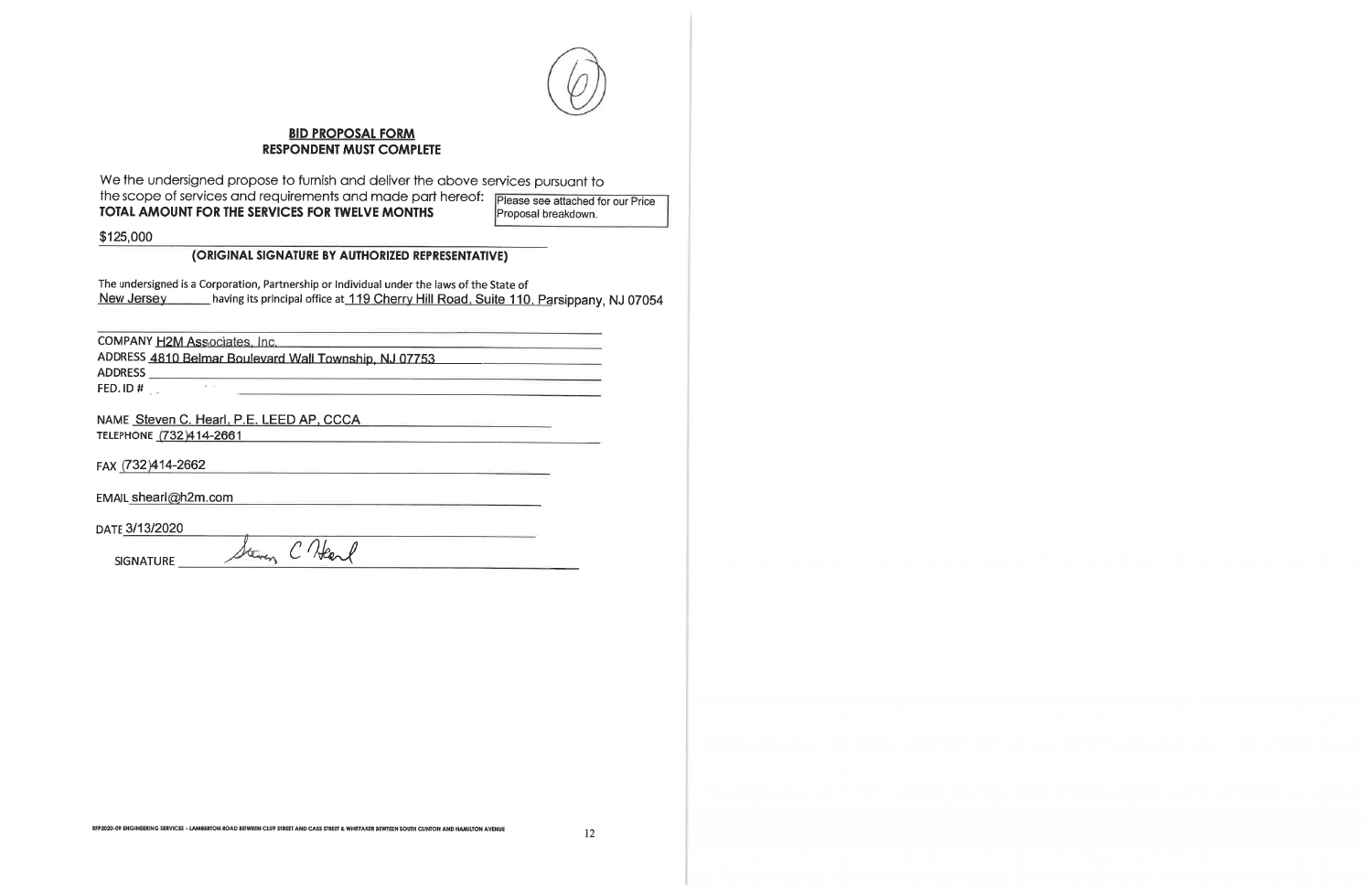(6)

**BID PROPOSAL FORM**
**RESPONDENT MUST COMPLETE**

We the undersigned propose to furnish and deliver the above services pursuant to the scope of services and requirements and made part hereof:
**TOTAL AMOUNT FOR THE SERVICES FOR TWELVE MONTHS**

Please see attached for our Price Proposal breakdown.

$125,000

**(ORIGINAL SIGNATURE BY AUTHORIZED REPRESENTATIVE)**

The undersigned is a Corporation, Partnership or Individual under the laws of the State of New Jersey having its principal office at 119 Cherry Hill Road, Suite 110, Parsippany, NJ 07054

COMPANY H2M Associates, Inc.
ADDRESS 4810 Belmar Boulevard Wall Township, NJ 07753
ADDRESS
FED. ID #

NAME Steven C. Hearl, P.E. LEED AP, CCCA
TELEPHONE (732)414-2661

FAX (732)414-2662

EMAIL shearl@h2m.com

DATE 3/13/2020

SIGNATURE Steven C Hearl

RFP2020-09 ENGINEERING SERVICES – LAMBERTON ROAD BETWEEN CLIFF STREET AND CASS STREET & WHITAKER BEWTEEN SOUTH CLINTON AND HAMILTON AVENUE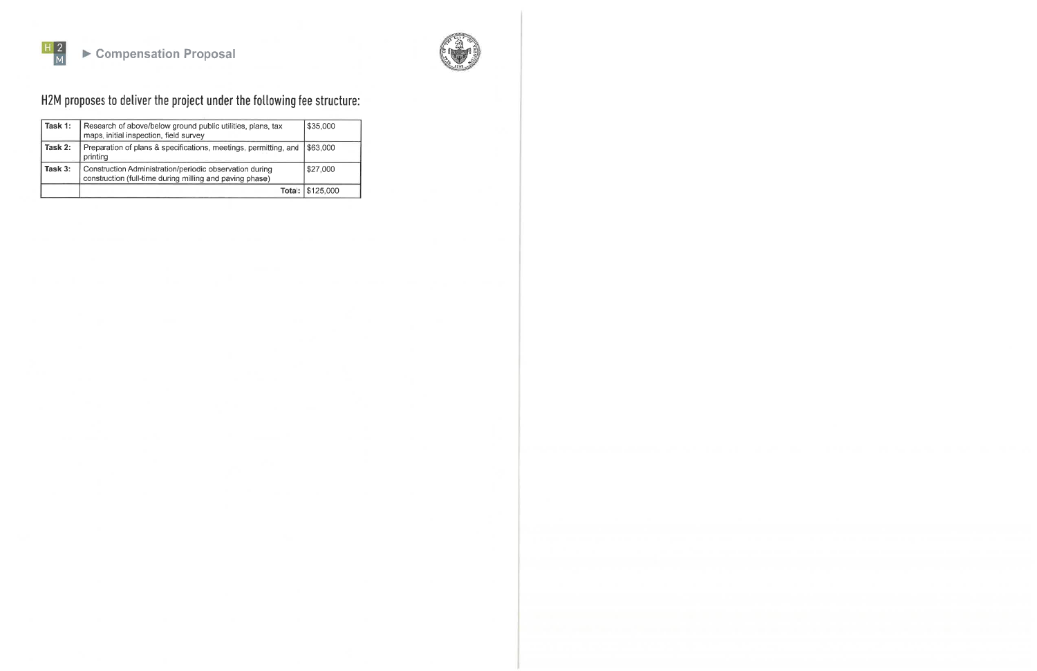## ▶ Compensation Proposal

### H2M proposes to deliver the project under the following fee structure:

| | | |
|---|---|---|
| **Task 1:** | Research of above/below ground public utilities, plans, tax maps, initial inspection, field survey | $35,000 |
| **Task 2:** | Preparation of plans & specifications, meetings, permitting, and printing | $63,000 |
| **Task 3:** | Construction Administration/periodic observation during construction (full-time during milling and paving phase) | $27,000 |
| | Total: | $125,000 |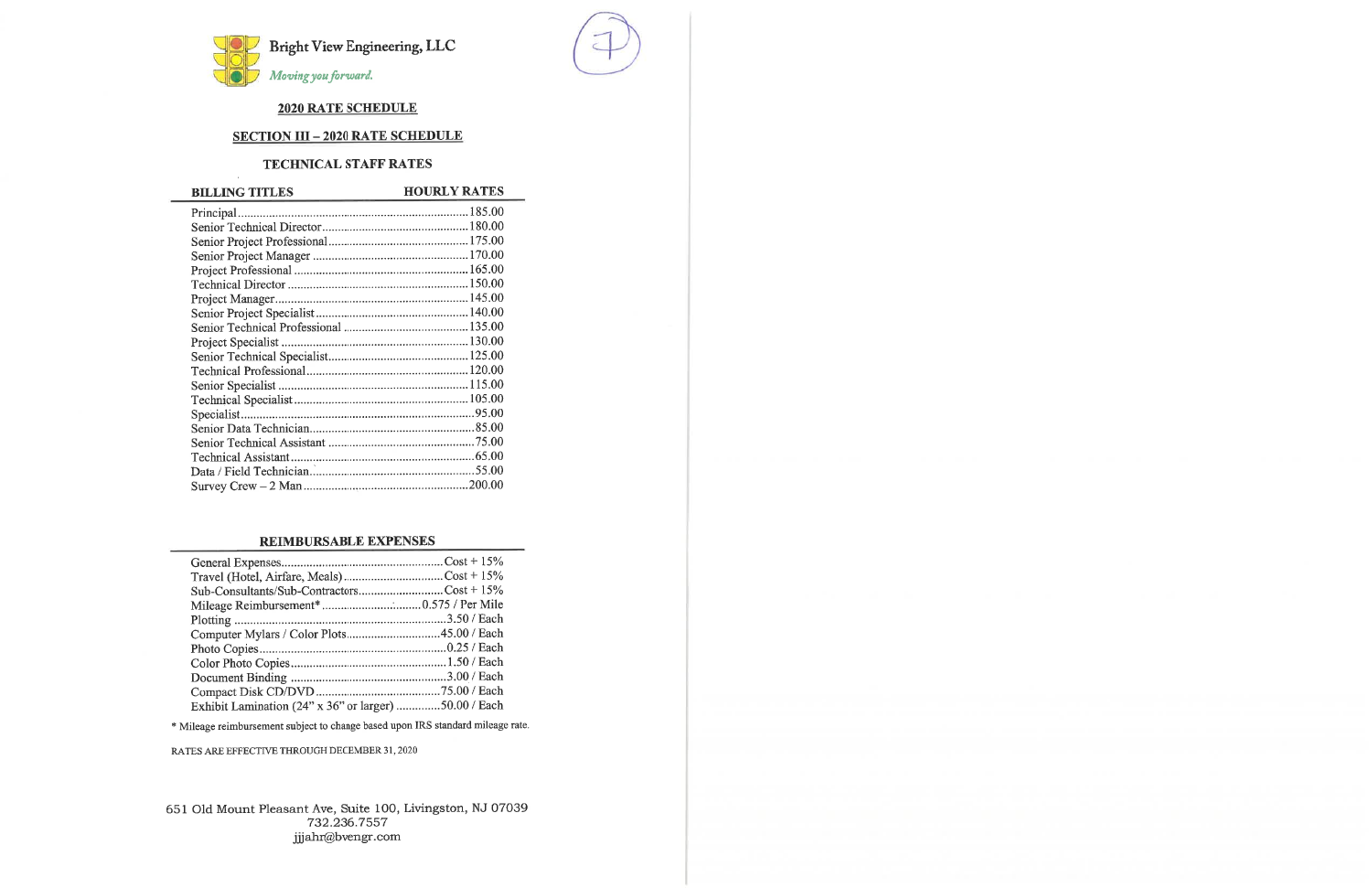**Bright View Engineering, LLC**

*Moving you forward.*

## 2020 RATE SCHEDULE

## SECTION III – 2020 RATE SCHEDULE

### TECHNICAL STAFF RATES

| BILLING TITLES | HOURLY RATES |
|---|---|
| Principal | 185.00 |
| Senior Technical Director | 180.00 |
| Senior Project Professional | 175.00 |
| Senior Project Manager | 170.00 |
| Project Professional | 165.00 |
| Technical Director | 150.00 |
| Project Manager | 145.00 |
| Senior Project Specialist | 140.00 |
| Senior Technical Professional | 135.00 |
| Project Specialist | 130.00 |
| Senior Technical Specialist | 125.00 |
| Technical Professional | 120.00 |
| Senior Specialist | 115.00 |
| Technical Specialist | 105.00 |
| Specialist | 95.00 |
| Senior Data Technician | 85.00 |
| Senior Technical Assistant | 75.00 |
| Technical Assistant | 65.00 |
| Data / Field Technician | 55.00 |
| Survey Crew – 2 Man | 200.00 |

### REIMBURSABLE EXPENSES

| | |
|---|---|
| General Expenses | Cost + 15% |
| Travel (Hotel, Airfare, Meals) | Cost + 15% |
| Sub-Consultants/Sub-Contractors | Cost + 15% |
| Mileage Reimbursement* | 0.575 / Per Mile |
| Plotting | 3.50 / Each |
| Computer Mylars / Color Plots | 45.00 / Each |
| Photo Copies | 0.25 / Each |
| Color Photo Copies | 1.50 / Each |
| Document Binding | 3.00 / Each |
| Compact Disk CD/DVD | 75.00 / Each |
| Exhibit Lamination (24" x 36" or larger) | 50.00 / Each |

* Mileage reimbursement subject to change based upon IRS standard mileage rate.

RATES ARE EFFECTIVE THROUGH DECEMBER 31, 2020

651 Old Mount Pleasant Ave, Suite 100, Livingston, NJ 07039
732.236.7557
jjjahr@bvengr.com